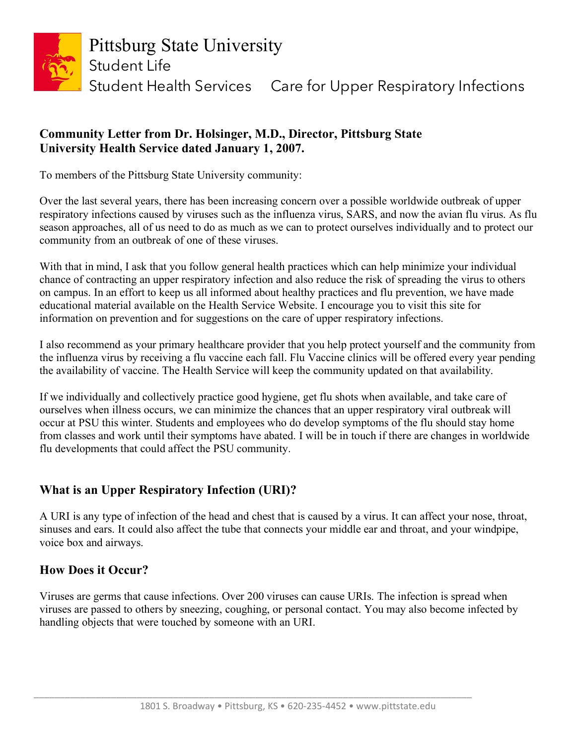# Pittsburg State University

Student Life

Student Health Services Care for Upper Respiratory Infections

**Community Letter from Dr. Holsinger, M.D., Director, Pittsburg State University Health Service dated January 1, 2007.**

To members of the Pittsburg State University community:

Over the last several years, there has been increasing concern over a possible worldwide outbreak of upper respiratory infections caused by viruses such as the influenza virus, SARS, and now the avian flu virus. As flu season approaches, all of us need to do as much as we can to protect ourselves individually and to protect our community from an outbreak of one of these viruses.

With that in mind, I ask that you follow general health practices which can help minimize your individual chance of contracting an upper respiratory infection and also reduce the risk of spreading the virus to others on campus. In an effort to keep us all informed about healthy practices and flu prevention, we have made educational material available on the Health Service Website. I encourage you to visit this site for information on prevention and for suggestions on the care of upper respiratory infections.

I also recommend as your primary healthcare provider that you help protect yourself and the community from the influenza virus by receiving a flu vaccine each fall. Flu Vaccine clinics will be offered every year pending the availability of vaccine. The Health Service will keep the community updated on that availability.

If we individually and collectively practice good hygiene, get flu shots when available, and take care of ourselves when illness occurs, we can minimize the chances that an upper respiratory viral outbreak will occur at PSU this winter. Students and employees who do develop symptoms of the flu should stay home from classes and work until their symptoms have abated. I will be in touch if there are changes in worldwide flu developments that could affect the PSU community.

## What is an Upper Respiratory Infection (URI)?

A URI is any type of infection of the head and chest that is caused by a virus. It can affect your nose, throat, sinuses and ears. It could also affect the tube that connects your middle ear and throat, and your windpipe, voice box and airways.

## How Does it Occur?

Viruses are germs that cause infections. Over 200 viruses can cause URIs. The infection is spread when viruses are passed to others by sneezing, coughing, or personal contact. You may also become infected by handling objects that were touched by someone with an URI.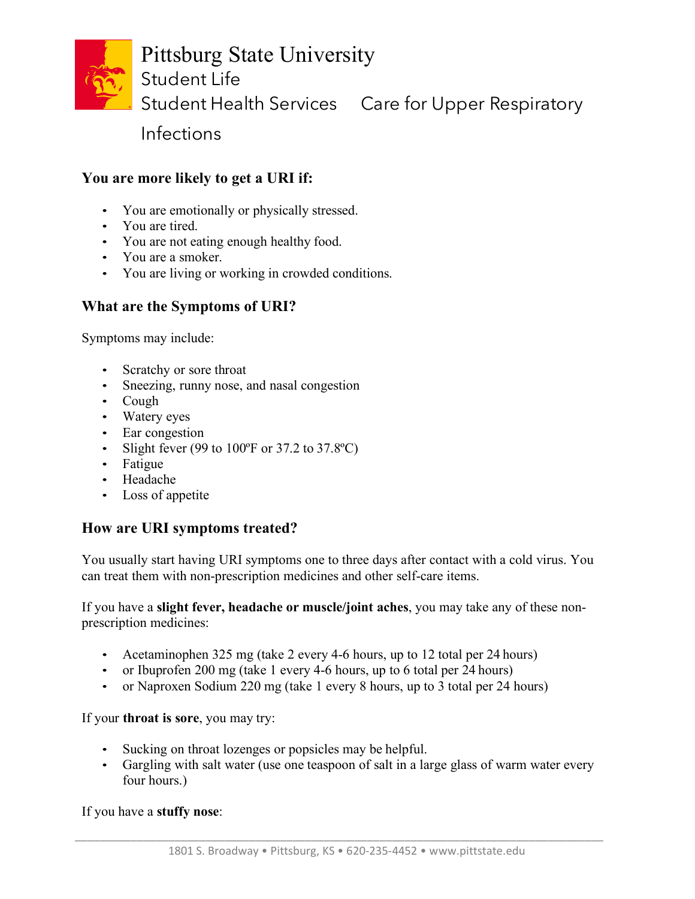Pittsburg State University
Student Life
Student Health Services    Care for Upper Respiratory Infections

### You are more likely to get a URI if:

- You are emotionally or physically stressed.
- You are tired.
- You are not eating enough healthy food.
- You are a smoker.
- You are living or working in crowded conditions.

### What are the Symptoms of URI?

Symptoms may include:

- Scratchy or sore throat
- Sneezing, runny nose, and nasal congestion
- Cough
- Watery eyes
- Ear congestion
- Slight fever (99 to 100ºF or 37.2 to 37.8ºC)
- Fatigue
- Headache
- Loss of appetite

### How are URI symptoms treated?

You usually start having URI symptoms one to three days after contact with a cold virus. You can treat them with non-prescription medicines and other self-care items.

If you have a **slight fever, headache or muscle/joint aches**, you may take any of these non-prescription medicines:

- Acetaminophen 325 mg (take 2 every 4-6 hours, up to 12 total per 24 hours)
- or Ibuprofen 200 mg (take 1 every 4-6 hours, up to 6 total per 24 hours)
- or Naproxen Sodium 220 mg (take 1 every 8 hours, up to 3 total per 24 hours)

If your **throat is sore**, you may try:

- Sucking on throat lozenges or popsicles may be helpful.
- Gargling with salt water (use one teaspoon of salt in a large glass of warm water every four hours.)

If you have a **stuffy nose**: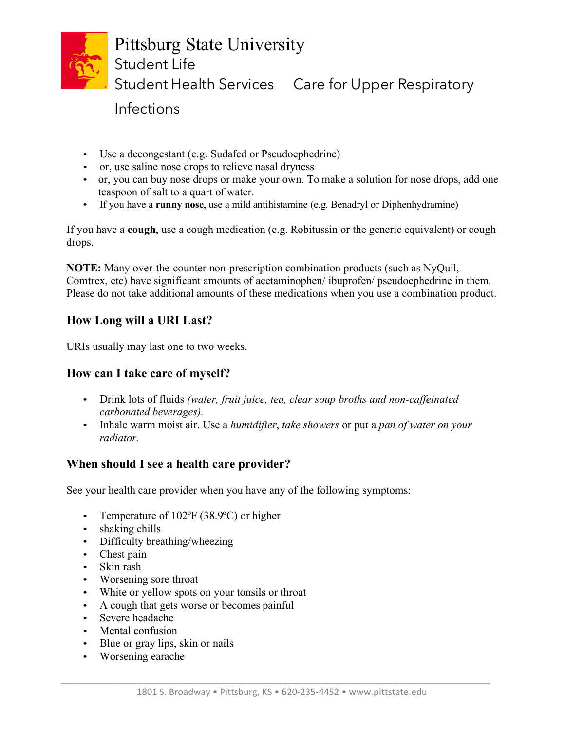Pittsburg State University
Student Life
Student Health Services  Care for Upper Respiratory Infections

- Use a decongestant (e.g. Sudafed or Pseudoephedrine)
- or, use saline nose drops to relieve nasal dryness
- or, you can buy nose drops or make your own. To make a solution for nose drops, add one teaspoon of salt to a quart of water.
- If you have a **runny nose**, use a mild antihistamine (e.g. Benadryl or Diphenhydramine)

If you have a **cough**, use a cough medication (e.g. Robitussin or the generic equivalent) or cough drops.

**NOTE:** Many over-the-counter non-prescription combination products (such as NyQuil, Comtrex, etc) have significant amounts of acetaminophen/ ibuprofen/ pseudoephedrine in them. Please do not take additional amounts of these medications when you use a combination product.

### How Long will a URI Last?

URIs usually may last one to two weeks.

### How can I take care of myself?

- Drink lots of fluids *(water, fruit juice, tea, clear soup broths and non-caffeinated carbonated beverages).*
- Inhale warm moist air. Use a *humidifier*, *take showers* or put a *pan of water on your radiator.*

### When should I see a health care provider?

See your health care provider when you have any of the following symptoms:

- Temperature of 102ºF (38.9ºC) or higher
- shaking chills
- Difficulty breathing/wheezing
- Chest pain
- Skin rash
- Worsening sore throat
- White or yellow spots on your tonsils or throat
- A cough that gets worse or becomes painful
- Severe headache
- Mental confusion
- Blue or gray lips, skin or nails
- Worsening earache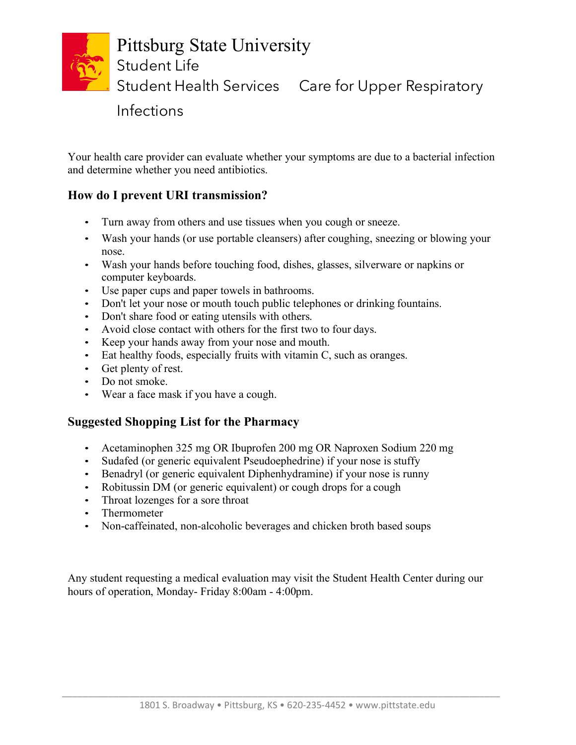# Pittsburg State University

Student Life

Student Health Services Care for Upper Respiratory Infections

Your health care provider can evaluate whether your symptoms are due to a bacterial infection and determine whether you need antibiotics.

## How do I prevent URI transmission?

- Turn away from others and use tissues when you cough or sneeze.
- Wash your hands (or use portable cleansers) after coughing, sneezing or blowing your nose.
- Wash your hands before touching food, dishes, glasses, silverware or napkins or computer keyboards.
- Use paper cups and paper towels in bathrooms.
- Don't let your nose or mouth touch public telephones or drinking fountains.
- Don't share food or eating utensils with others.
- Avoid close contact with others for the first two to four days.
- Keep your hands away from your nose and mouth.
- Eat healthy foods, especially fruits with vitamin C, such as oranges.
- Get plenty of rest.
- Do not smoke.
- Wear a face mask if you have a cough.

## Suggested Shopping List for the Pharmacy

- Acetaminophen 325 mg OR Ibuprofen 200 mg OR Naproxen Sodium 220 mg
- Sudafed (or generic equivalent Pseudoephedrine) if your nose is stuffy
- Benadryl (or generic equivalent Diphenhydramine) if your nose is runny
- Robitussin DM (or generic equivalent) or cough drops for a cough
- Throat lozenges for a sore throat
- Thermometer
- Non-caffeinated, non-alcoholic beverages and chicken broth based soups

Any student requesting a medical evaluation may visit the Student Health Center during our hours of operation, Monday- Friday 8:00am - 4:00pm.

1801 S. Broadway • Pittsburg, KS • 620-235-4452 • www.pittstate.edu